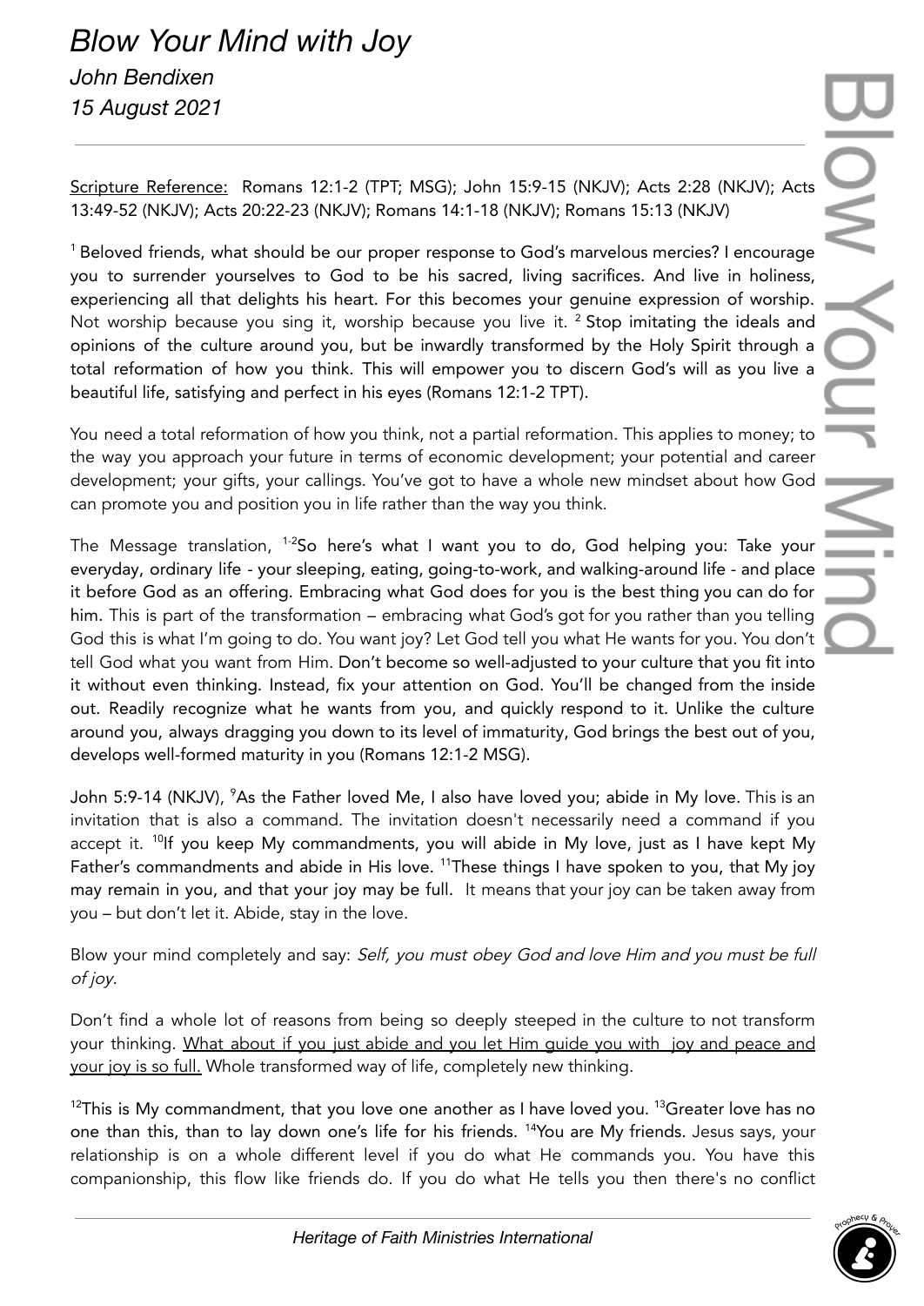# *Blow Your Mind with Joy*

*John Bendixen*

*15 August 2021*

---

Scripture Reference: Romans 12:1-2 (TPT; MSG); John 15:9-15 (NKJV); Acts 2:28 (NKJV); Acts 13:49-52 (NKJV); Acts 20:22-23 (NKJV); Romans 14:1-18 (NKJV); Romans 15:13 (NKJV)

[1] Beloved friends, what should be our proper response to God's marvelous mercies? I encourage you to surrender yourselves to God to be his sacred, living sacrifices. And live in holiness, experiencing all that delights his heart. For this becomes your genuine expression of worship. Not worship because you sing it, worship because you live it. [2] Stop imitating the ideals and opinions of the culture around you, but be inwardly transformed by the Holy Spirit through a total reformation of how you think. This will empower you to discern God's will as you live a beautiful life, satisfying and perfect in his eyes (Romans 12:1-2 TPT).

You need a total reformation of how you think, not a partial reformation. This applies to money; to the way you approach your future in terms of economic development; your potential and career development; your gifts, your callings. You've got to have a whole new mindset about how God can promote you and position you in life rather than the way you think.

The Message translation, [1-2]So here's what I want you to do, God helping you: Take your everyday, ordinary life - your sleeping, eating, going-to-work, and walking-around life - and place it before God as an offering. Embracing what God does for you is the best thing you can do for him. This is part of the transformation – embracing what God's got for you rather than you telling God this is what I'm going to do. You want joy? Let God tell you what He wants for you. You don't tell God what you want from Him. Don't become so well-adjusted to your culture that you fit into it without even thinking. Instead, fix your attention on God. You'll be changed from the inside out. Readily recognize what he wants from you, and quickly respond to it. Unlike the culture around you, always dragging you down to its level of immaturity, God brings the best out of you, develops well-formed maturity in you (Romans 12:1-2 MSG).

John 5:9-14 (NKJV), [9]As the Father loved Me, I also have loved you; abide in My love. This is an invitation that is also a command. The invitation doesn't necessarily need a command if you accept it. [10]If you keep My commandments, you will abide in My love, just as I have kept My Father's commandments and abide in His love. [11]These things I have spoken to you, that My joy may remain in you, and that your joy may be full. It means that your joy can be taken away from you – but don't let it. Abide, stay in the love.

Blow your mind completely and say: *Self, you must obey God and love Him and you must be full of joy.*

Don't find a whole lot of reasons from being so deeply steeped in the culture to not transform your thinking. <u>What about if you just abide and you let Him guide you with joy and peace and your joy is so full.</u> Whole transformed way of life, completely new thinking.

[12]This is My commandment, that you love one another as I have loved you. [13]Greater love has no one than this, than to lay down one's life for his friends. [14]You are My friends. Jesus says, your relationship is on a whole different level if you do what He commands you. You have this companionship, this flow like friends do. If you do what He tells you then there's no conflict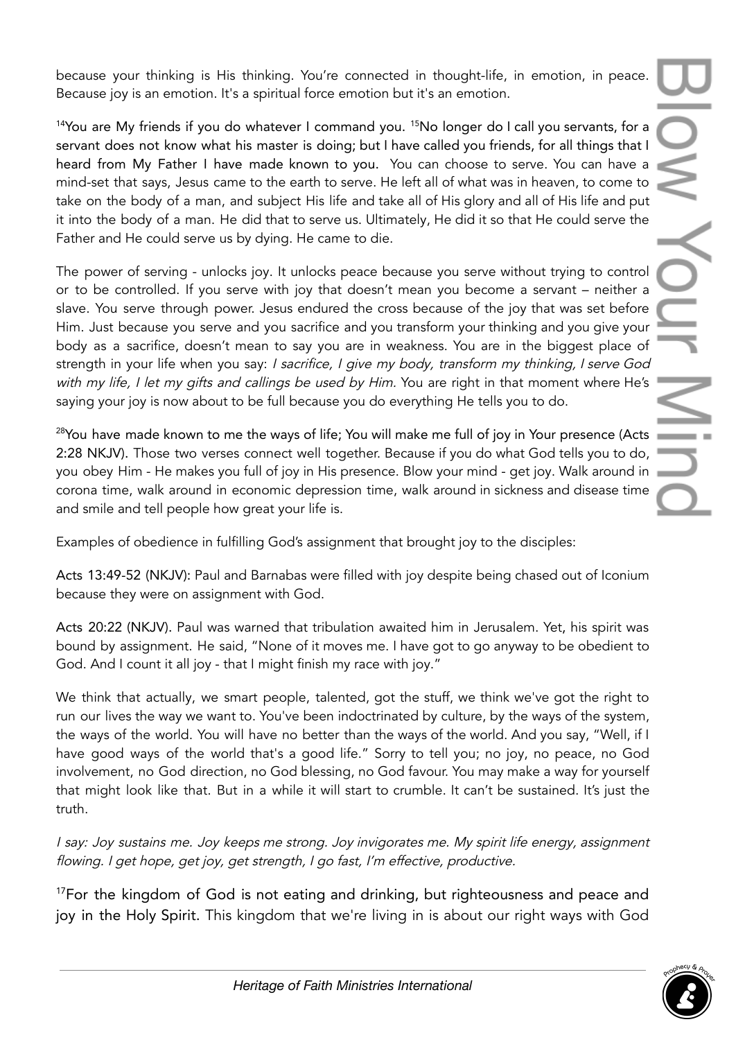because your thinking is His thinking. You're connected in thought-life, in emotion, in peace. Because joy is an emotion. It's a spiritual force emotion but it's an emotion.

[14]You are My friends if you do whatever I command you. [15]No longer do I call you servants, for a servant does not know what his master is doing; but I have called you friends, for all things that I heard from My Father I have made known to you. You can choose to serve. You can have a mind-set that says, Jesus came to the earth to serve. He left all of what was in heaven, to come to take on the body of a man, and subject His life and take all of His glory and all of His life and put it into the body of a man. He did that to serve us. Ultimately, He did it so that He could serve the Father and He could serve us by dying. He came to die.

The power of serving - unlocks joy. It unlocks peace because you serve without trying to control or to be controlled. If you serve with joy that doesn't mean you become a servant – neither a slave. You serve through power. Jesus endured the cross because of the joy that was set before Him. Just because you serve and you sacrifice and you transform your thinking and you give your body as a sacrifice, doesn't mean to say you are in weakness. You are in the biggest place of strength in your life when you say: *I sacrifice, I give my body, transform my thinking, I serve God with my life, I let my gifts and callings be used by Him.* You are right in that moment where He's saying your joy is now about to be full because you do everything He tells you to do.

[28]You have made known to me the ways of life; You will make me full of joy in Your presence (Acts 2:28 NKJV). Those two verses connect well together. Because if you do what God tells you to do, you obey Him - He makes you full of joy in His presence. Blow your mind - get joy. Walk around in corona time, walk around in economic depression time, walk around in sickness and disease time and smile and tell people how great your life is.

Examples of obedience in fulfilling God's assignment that brought joy to the disciples:

Acts 13:49-52 (NKJV): Paul and Barnabas were filled with joy despite being chased out of Iconium because they were on assignment with God.

Acts 20:22 (NKJV). Paul was warned that tribulation awaited him in Jerusalem. Yet, his spirit was bound by assignment. He said, "None of it moves me. I have got to go anyway to be obedient to God. And I count it all joy - that I might finish my race with joy."

We think that actually, we smart people, talented, got the stuff, we think we've got the right to run our lives the way we want to. You've been indoctrinated by culture, by the ways of the system, the ways of the world. You will have no better than the ways of the world. And you say, "Well, if I have good ways of the world that's a good life." Sorry to tell you; no joy, no peace, no God involvement, no God direction, no God blessing, no God favour. You may make a way for yourself that might look like that. But in a while it will start to crumble. It can't be sustained. It's just the truth.

*I say: Joy sustains me. Joy keeps me strong. Joy invigorates me. My spirit life energy, assignment flowing. I get hope, get joy, get strength, I go fast, I'm effective, productive.*

[17]For the kingdom of God is not eating and drinking, but righteousness and peace and joy in the Holy Spirit. This kingdom that we're living in is about our right ways with God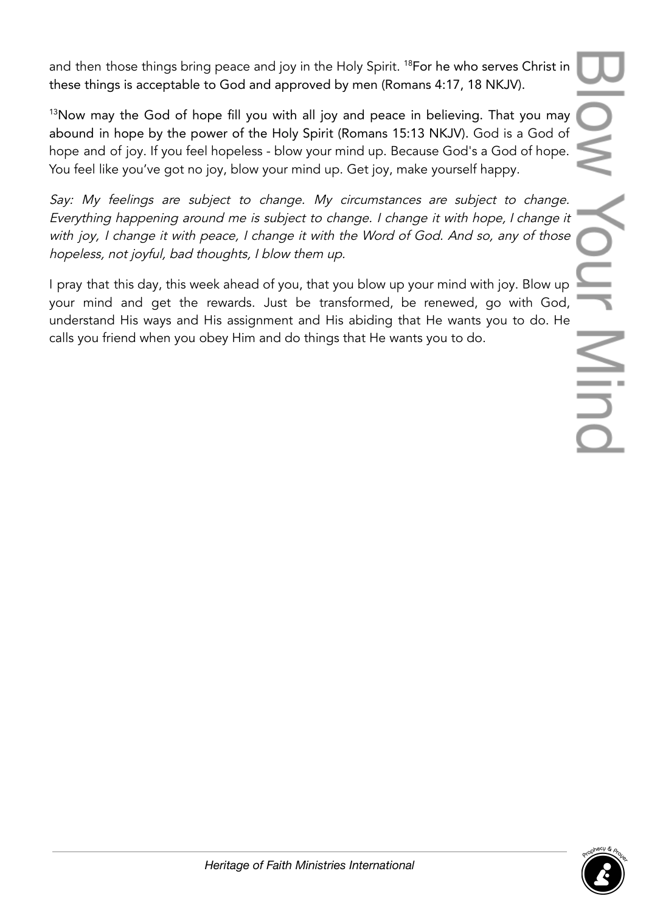and then those things bring peace and joy in the Holy Spirit. [18]For he who serves Christ in these things is acceptable to God and approved by men (Romans 4:17, 18 NKJV).

[13]Now may the God of hope fill you with all joy and peace in believing. That you may abound in hope by the power of the Holy Spirit (Romans 15:13 NKJV). God is a God of hope and of joy. If you feel hopeless - blow your mind up. Because God's a God of hope. You feel like you've got no joy, blow your mind up. Get joy, make yourself happy.

*Say: My feelings are subject to change. My circumstances are subject to change. Everything happening around me is subject to change. I change it with hope, I change it with joy, I change it with peace, I change it with the Word of God. And so, any of those hopeless, not joyful, bad thoughts, I blow them up.*

I pray that this day, this week ahead of you, that you blow up your mind with joy. Blow up your mind and get the rewards. Just be transformed, be renewed, go with God, understand His ways and His assignment and His abiding that He wants you to do. He calls you friend when you obey Him and do things that He wants you to do.